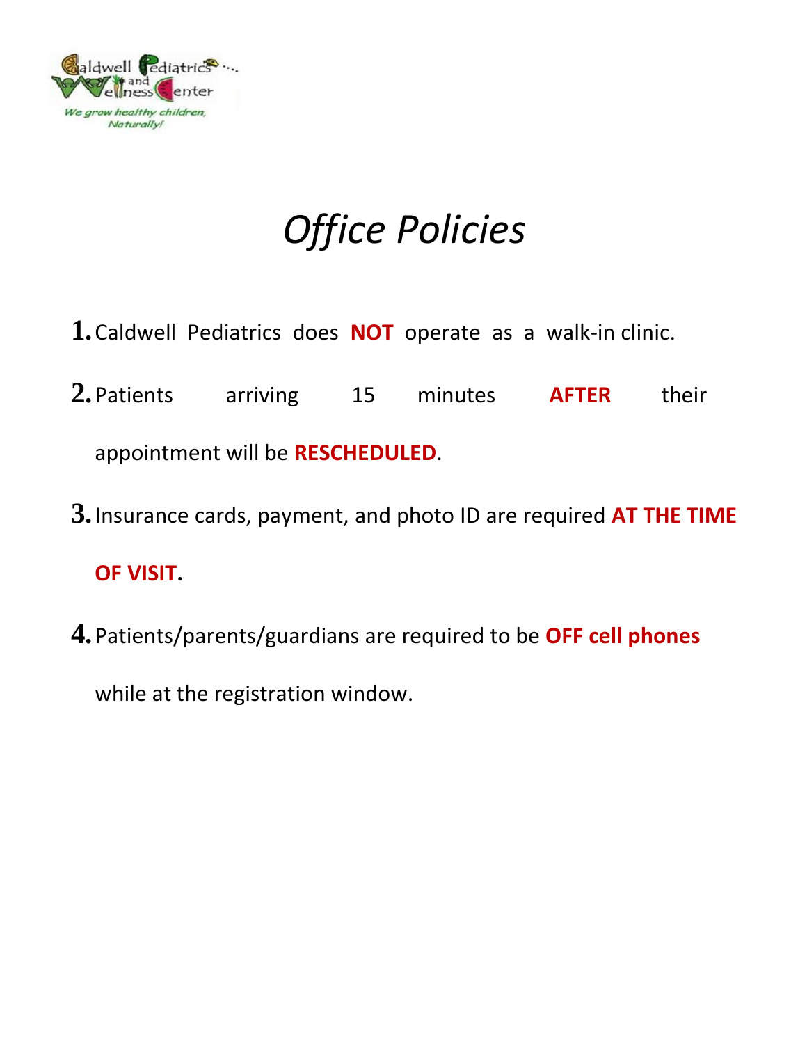# *Office Policies*

1. Caldwell Pediatrics does **NOT** operate as a walk-in clinic.
2. Patients arriving 15 minutes **AFTER** their appointment will be **RESCHEDULED**.
3. Insurance cards, payment, and photo ID are required **AT THE TIME OF VISIT.**
4. Patients/parents/guardians are required to be **OFF cell phones** while at the registration window.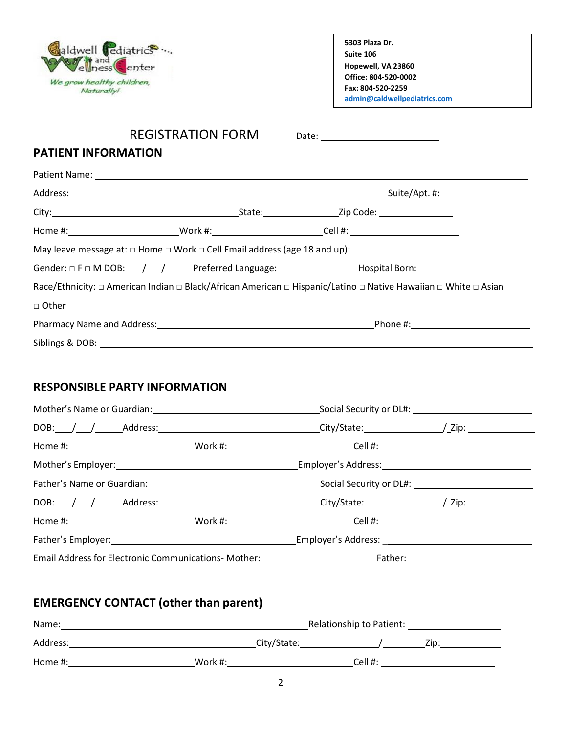Caldwell Pediatrics and Wellness Center
*We grow healthy children, Naturally!*

**5303 Plaza Dr.**
**Suite 106**
**Hopewell, VA 23860**
**Office: 804-520-0002**
**Fax: 804-520-2259**
**admin@caldwellpediatrics.com**

# REGISTRATION FORM

Date: ____________________

## PATIENT INFORMATION

Patient Name: ______________________________________________

Address: ______________________________________ Suite/Apt. #: ______________

City: ______________________ State: ____________ Zip Code: ____________

Home #: __________________ Work #: __________________ Cell #: __________________

May leave message at: □ Home □ Work □ Cell Email address (age 18 and up): ____________________

Gender: □ F □ M DOB: ___/___/_____ Preferred Language: ______________ Hospital Born: ______________

Race/Ethnicity: □ American Indian □ Black/African American □ Hispanic/Latino □ Native Hawaiian □ White □ Asian

□ Other __________________

Pharmacy Name and Address: ____________________________________ Phone #: __________________

Siblings & DOB: ______________________________________________

## RESPONSIBLE PARTY INFORMATION

Mother's Name or Guardian: ____________________________ Social Security or DL#: __________________

DOB: ___/___/_____ Address: ____________________________ City/State: ______________/ Zip: ____________

Home #: __________________ Work #: __________________ Cell #: __________________

Mother's Employer: ____________________________ Employer's Address: ______________________

Father's Name or Guardian: ____________________________ Social Security or DL#: __________________

DOB: ___/___/_____ Address: ____________________________ City/State: ______________/ Zip: ____________

Home #: __________________ Work #: __________________ Cell #: __________________

Father's Employer: ____________________________ Employer's Address: ______________________

Email Address for Electronic Communications- Mother: ____________________ Father: ____________________

## EMERGENCY CONTACT (other than parent)

Name: ______________________________________ Relationship to Patient: ______________

Address: ____________________________ City/State: ______________/ ________ Zip: ____________

Home #: __________________ Work #: __________________ Cell #: __________________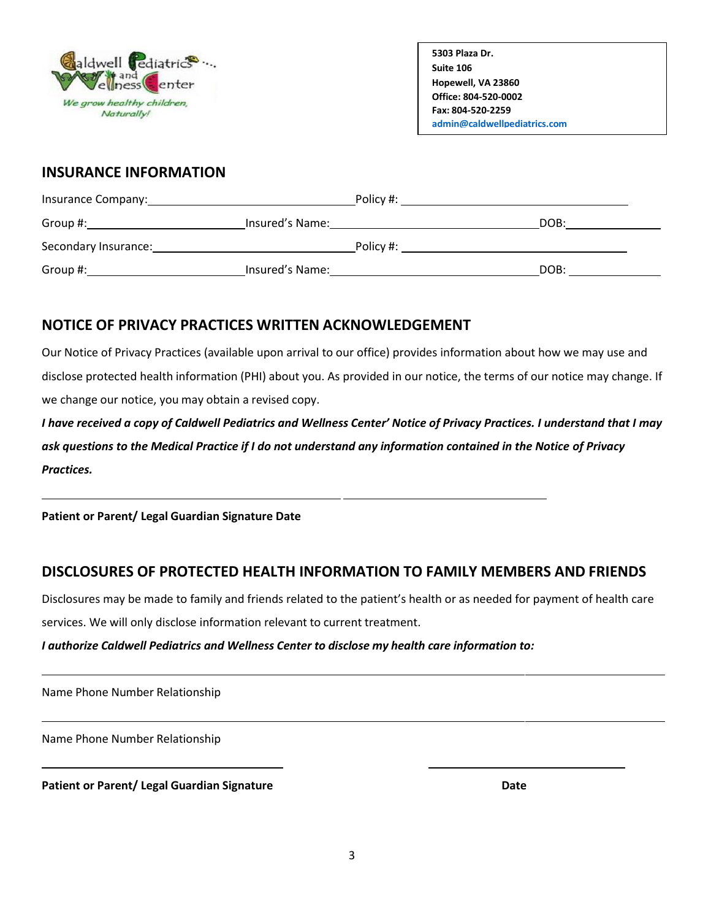Caldwell Pediatrics and Wellness Center
We grow healthy children, Naturally!

**5303 Plaza Dr.**
**Suite 106**
**Hopewell, VA 23860**
**Office: 804-520-0002**
**Fax: 804-520-2259**
**admin@caldwellpediatrics.com**

## INSURANCE INFORMATION

Insurance Company:________________________________ Policy #: ____________________________________

Group #:__________________________ Insured's Name:__________________________________ DOB:_______________

Secondary Insurance:________________________________ Policy #: ____________________________________

Group #:__________________________ Insured's Name:__________________________________ DOB: _______________

## NOTICE OF PRIVACY PRACTICES WRITTEN ACKNOWLEDGEMENT

Our Notice of Privacy Practices (available upon arrival to our office) provides information about how we may use and disclose protected health information (PHI) about you. As provided in our notice, the terms of our notice may change. If we change our notice, you may obtain a revised copy.

***I have received a copy of Caldwell Pediatrics and Wellness Center' Notice of Privacy Practices. I understand that I may ask questions to the Medical Practice if I do not understand any information contained in the Notice of Privacy Practices.***

________________________________________________ ________________________________

**Patient or Parent/ Legal Guardian Signature Date**

## DISCLOSURES OF PROTECTED HEALTH INFORMATION TO FAMILY MEMBERS AND FRIENDS

Disclosures may be made to family and friends related to the patient's health or as needed for payment of health care services. We will only disclose information relevant to current treatment.

***I authorize Caldwell Pediatrics and Wellness Center to disclose my health care information to:***

______________________________________________________________________________________________

Name Phone Number Relationship

______________________________________________________________________________________________

Name Phone Number Relationship

_______________________________________ _______________________________

**Patient or Parent/ Legal Guardian Signature** **Date**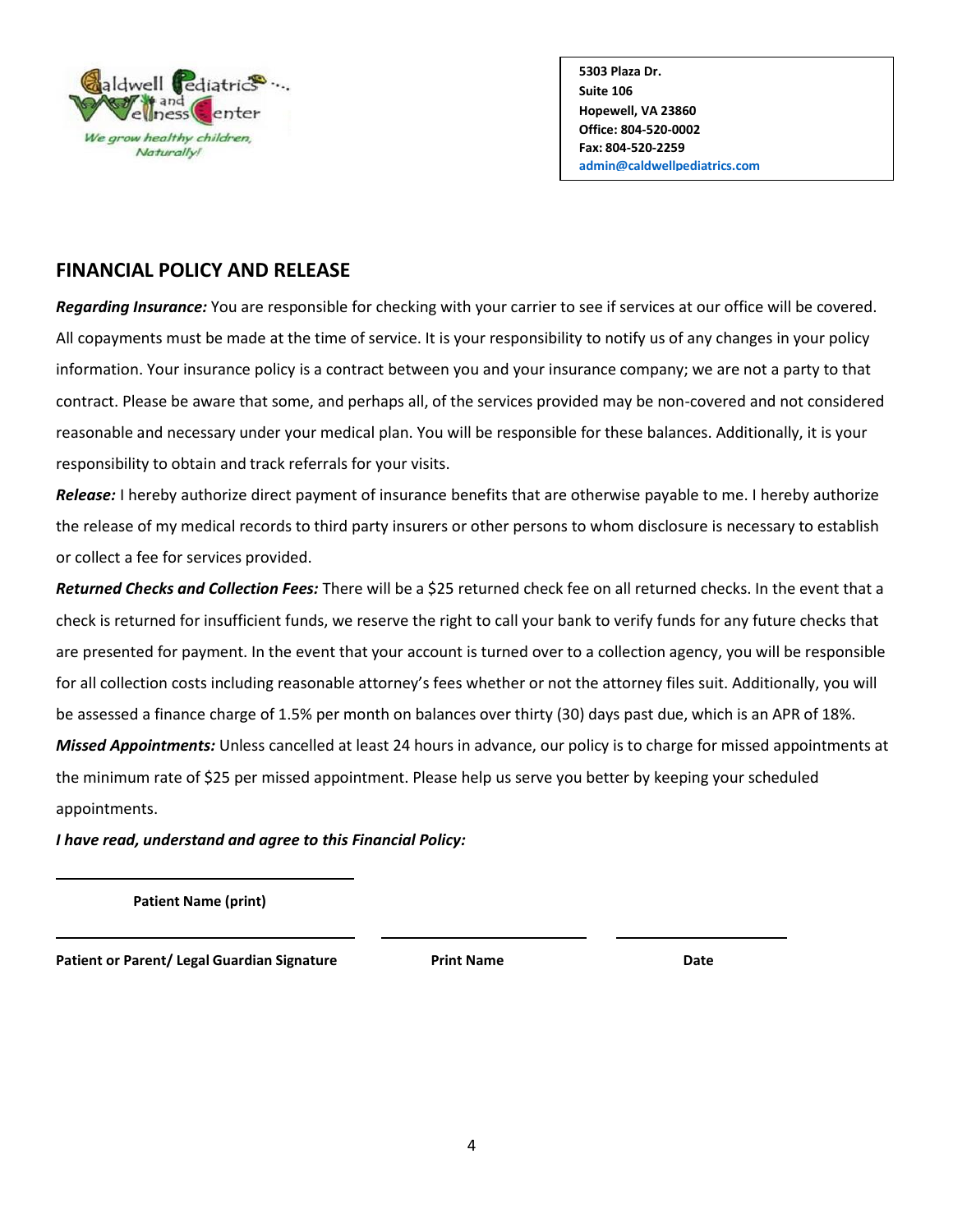Caldwell Pediatrics and Wellness Center
*We grow healthy children, Naturally!*

**5303 Plaza Dr.**
**Suite 106**
**Hopewell, VA 23860**
**Office: 804-520-0002**
**Fax: 804-520-2259**
**admin@caldwellpediatrics.com**

## FINANCIAL POLICY AND RELEASE

***Regarding Insurance:*** You are responsible for checking with your carrier to see if services at our office will be covered. All copayments must be made at the time of service. It is your responsibility to notify us of any changes in your policy information. Your insurance policy is a contract between you and your insurance company; we are not a party to that contract. Please be aware that some, and perhaps all, of the services provided may be non-covered and not considered reasonable and necessary under your medical plan. You will be responsible for these balances. Additionally, it is your responsibility to obtain and track referrals for your visits.

***Release:*** I hereby authorize direct payment of insurance benefits that are otherwise payable to me. I hereby authorize the release of my medical records to third party insurers or other persons to whom disclosure is necessary to establish or collect a fee for services provided.

***Returned Checks and Collection Fees:*** There will be a $25 returned check fee on all returned checks. In the event that a check is returned for insufficient funds, we reserve the right to call your bank to verify funds for any future checks that are presented for payment. In the event that your account is turned over to a collection agency, you will be responsible for all collection costs including reasonable attorney's fees whether or not the attorney files suit. Additionally, you will be assessed a finance charge of 1.5% per month on balances over thirty (30) days past due, which is an APR of 18%.

***Missed Appointments:*** Unless cancelled at least 24 hours in advance, our policy is to charge for missed appointments at the minimum rate of $25 per missed appointment. Please help us serve you better by keeping your scheduled appointments.

***I have read, understand and agree to this Financial Policy:***

\_\_\_\_\_\_\_\_\_\_\_\_\_\_\_\_\_\_\_\_\_\_\_\_\_\_\_\_\_\_
**Patient Name (print)**

\_\_\_\_\_\_\_\_\_\_\_\_\_\_\_\_\_\_\_\_\_\_\_\_\_\_\_\_\_\_ \_\_\_\_\_\_\_\_\_\_\_\_\_\_\_\_\_\_\_\_ \_\_\_\_\_\_\_\_\_\_\_\_\_\_\_\_\_
**Patient or Parent/ Legal Guardian Signature** **Print Name** **Date**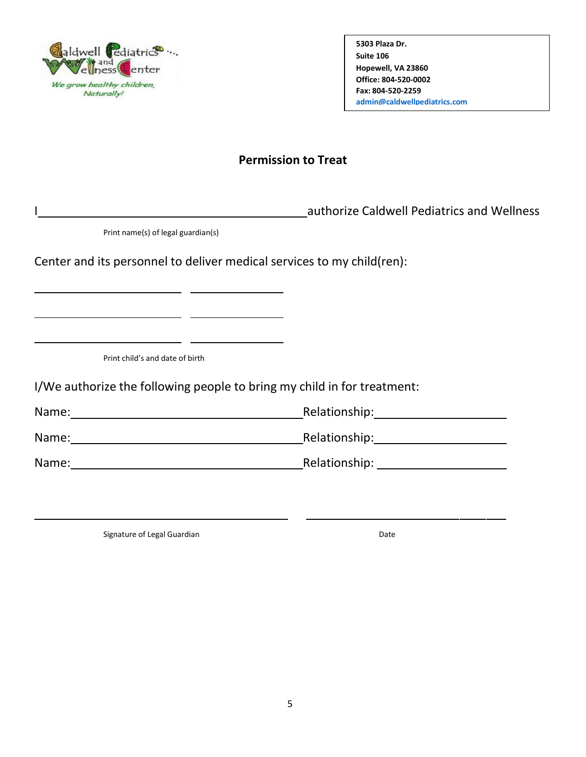Caldwell Pediatrics and Wellness Center

*We grow healthy children, Naturally!*

**5303 Plaza Dr.**
**Suite 106**
**Hopewell, VA 23860**
**Office: 804-520-0002**
**Fax: 804-520-2259**
**admin@caldwellpediatrics.com**

## Permission to Treat

I\_\_\_\_\_\_\_\_\_\_\_\_\_\_\_\_\_\_\_\_\_\_\_\_\_\_\_\_\_\_\_\_\_\_\_\_\_\_\_\_authorize Caldwell Pediatrics and Wellness

Print name(s) of legal guardian(s)

Center and its personnel to deliver medical services to my child(ren):

\_\_\_\_\_\_\_\_\_\_\_\_\_\_\_\_\_\_\_\_\_\_\_\_ \_\_\_\_\_\_\_\_\_\_\_\_\_\_\_

\_\_\_\_\_\_\_\_\_\_\_\_\_\_\_\_\_\_\_\_\_\_\_\_ \_\_\_\_\_\_\_\_\_\_\_\_\_\_\_

\_\_\_\_\_\_\_\_\_\_\_\_\_\_\_\_\_\_\_\_\_\_\_\_ \_\_\_\_\_\_\_\_\_\_\_\_\_\_\_

Print child's and date of birth

I/We authorize the following people to bring my child in for treatment:

Name:\_\_\_\_\_\_\_\_\_\_\_\_\_\_\_\_\_\_\_\_\_\_\_\_\_\_\_\_\_\_\_\_\_\_\_\_Relationship:\_\_\_\_\_\_\_\_\_\_\_\_\_\_\_\_\_\_\_\_

Name:\_\_\_\_\_\_\_\_\_\_\_\_\_\_\_\_\_\_\_\_\_\_\_\_\_\_\_\_\_\_\_\_\_\_\_\_Relationship:\_\_\_\_\_\_\_\_\_\_\_\_\_\_\_\_\_\_\_\_

Name:\_\_\_\_\_\_\_\_\_\_\_\_\_\_\_\_\_\_\_\_\_\_\_\_\_\_\_\_\_\_\_\_\_\_\_\_Relationship: \_\_\_\_\_\_\_\_\_\_\_\_\_\_\_\_\_\_\_\_

\_\_\_\_\_\_\_\_\_\_\_\_\_\_\_\_\_\_\_\_\_\_\_\_\_\_\_\_\_\_\_\_\_\_\_\_\_\_\_\_ \_\_\_\_\_\_\_\_\_\_\_\_\_\_\_\_\_\_\_\_\_\_\_\_\_\_\_\_\_\_\_\_

Signature of Legal Guardian Date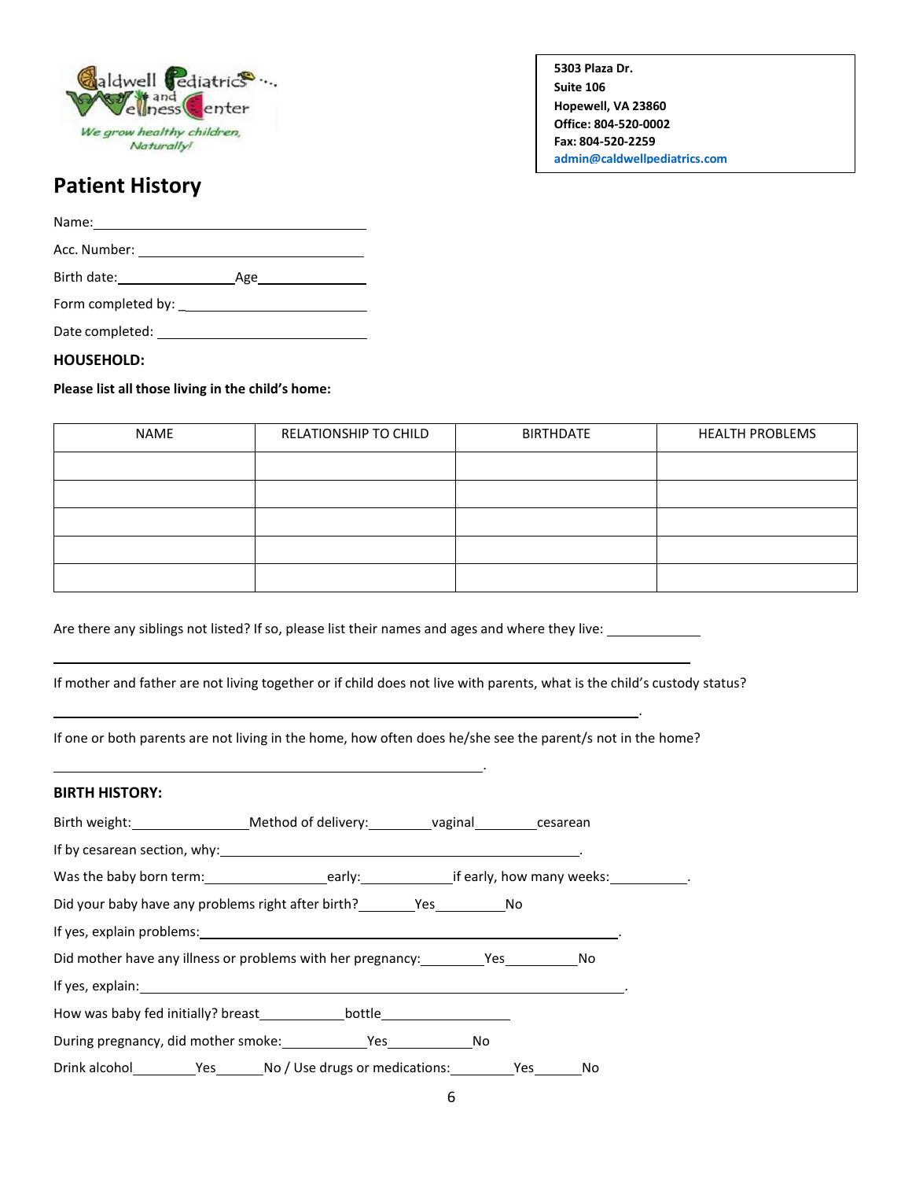Caldwell Pediatrics and Wellness Center
We grow healthy children, Naturally!

5303 Plaza Dr.
Suite 106
Hopewell, VA 23860
Office: 804-520-0002
Fax: 804-520-2259
admin@caldwellpediatrics.com

# Patient History

Name:\_\_\_\_\_\_\_\_\_\_\_\_\_\_\_\_\_\_\_\_\_\_\_\_\_\_\_\_\_\_\_\_\_\_\_\_\_\_

Acc. Number: \_\_\_\_\_\_\_\_\_\_\_\_\_\_\_\_\_\_\_\_\_\_\_\_\_\_\_\_\_\_\_\_\_

Birth date:\_\_\_\_\_\_\_\_\_\_\_\_\_\_\_\_Age\_\_\_\_\_\_\_\_\_\_\_\_\_\_\_

Form completed by: \_\_\_\_\_\_\_\_\_\_\_\_\_\_\_\_\_\_\_\_\_\_\_\_\_\_\_\_

Date completed: \_\_\_\_\_\_\_\_\_\_\_\_\_\_\_\_\_\_\_\_\_\_\_\_\_\_\_\_\_\_

**HOUSEHOLD:**

**Please list all those living in the child's home:**

| NAME | RELATIONSHIP TO CHILD | BIRTHDATE | HEALTH PROBLEMS |
|---|---|---|---|
| | | | |
| | | | |
| | | | |
| | | | |
| | | | |

Are there any siblings not listed? If so, please list their names and ages and where they live: \_\_\_\_\_\_\_\_\_\_\_\_\_

\_\_\_\_\_\_\_\_\_\_\_\_\_\_\_\_\_\_\_\_\_\_\_\_\_\_\_\_\_\_\_\_\_\_\_\_\_\_\_\_\_\_\_\_\_\_\_\_\_\_\_\_\_\_\_\_\_\_\_\_\_\_\_\_\_\_\_\_\_\_\_\_\_\_\_\_\_\_\_\_\_\_\_\_\_\_\_\_\_\_\_

If mother and father are not living together or if child does not live with parents, what is the child's custody status?

\_\_\_\_\_\_\_\_\_\_\_\_\_\_\_\_\_\_\_\_\_\_\_\_\_\_\_\_\_\_\_\_\_\_\_\_\_\_\_\_\_\_\_\_\_\_\_\_\_\_\_\_\_\_\_\_\_\_\_\_\_\_\_\_\_\_\_\_\_\_\_\_\_\_\_\_\_\_\_\_\_\_\_\_\_\_\_.

If one or both parents are not living in the home, how often does he/she see the parent/s not in the home?

\_\_\_\_\_\_\_\_\_\_\_\_\_\_\_\_\_\_\_\_\_\_\_\_\_\_\_\_\_\_\_\_\_\_\_\_\_\_\_\_\_\_\_\_\_\_\_\_\_\_\_\_\_\_\_\_\_\_\_\_\_\_\_\_\_\_\_.

**BIRTH HISTORY:**

Birth weight:\_\_\_\_\_\_\_\_\_\_\_\_\_\_\_\_Method of delivery:\_\_\_\_\_\_\_\_\_vaginal\_\_\_\_\_\_\_\_\_cesarean

If by cesarean section, why:\_\_\_\_\_\_\_\_\_\_\_\_\_\_\_\_\_\_\_\_\_\_\_\_\_\_\_\_\_\_\_\_\_\_\_\_\_\_\_\_\_\_\_\_\_\_\_\_\_\_\_\_\_\_.

Was the baby born term:\_\_\_\_\_\_\_\_\_\_\_\_\_\_\_\_\_\_early:\_\_\_\_\_\_\_\_\_\_\_\_\_if early, how many weeks:\_\_\_\_\_\_\_\_\_\_\_.

Did your baby have any problems right after birth?\_\_\_\_\_\_\_\_Yes\_\_\_\_\_\_\_\_\_\_No

If yes, explain problems:\_\_\_\_\_\_\_\_\_\_\_\_\_\_\_\_\_\_\_\_\_\_\_\_\_\_\_\_\_\_\_\_\_\_\_\_\_\_\_\_\_\_\_\_\_\_\_\_\_\_\_\_\_\_\_\_\_\_\_.

Did mother have any illness or problems with her pregnancy:\_\_\_\_\_\_\_\_\_Yes\_\_\_\_\_\_\_\_\_\_No

If yes, explain:\_\_\_\_\_\_\_\_\_\_\_\_\_\_\_\_\_\_\_\_\_\_\_\_\_\_\_\_\_\_\_\_\_\_\_\_\_\_\_\_\_\_\_\_\_\_\_\_\_\_\_\_\_\_\_\_\_\_\_\_\_\_\_\_\_\_\_\_\_.

How was baby fed initially? breast\_\_\_\_\_\_\_\_\_\_\_\_bottle\_\_\_\_\_\_\_\_\_\_\_\_\_\_\_\_\_\_

During pregnancy, did mother smoke:\_\_\_\_\_\_\_\_\_\_\_\_Yes\_\_\_\_\_\_\_\_\_\_\_\_No

Drink alcohol\_\_\_\_\_\_\_\_\_Yes\_\_\_\_\_\_\_No / Use drugs or medications:\_\_\_\_\_\_\_\_\_Yes\_\_\_\_\_\_\_No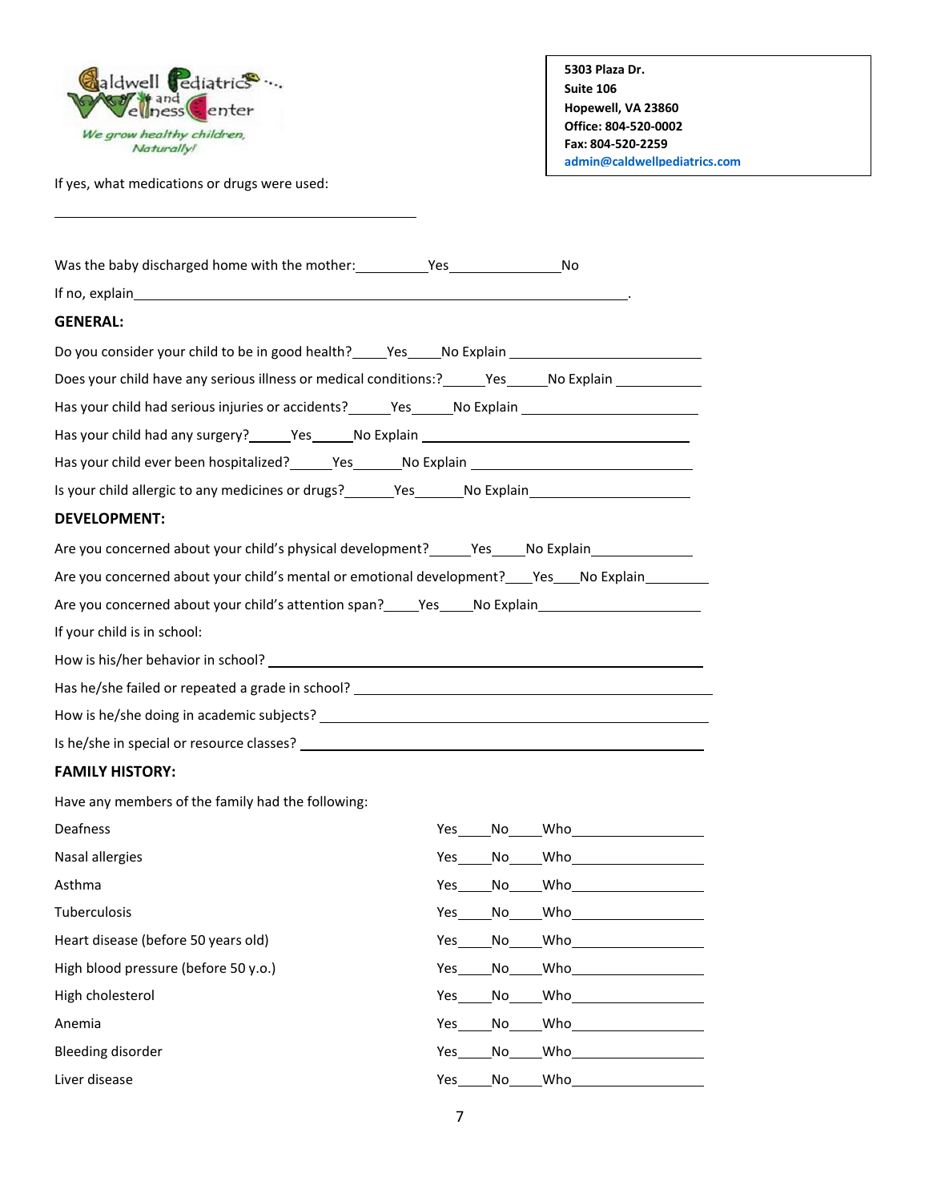Caldwell Pediatrics and Wellness Center

*We grow healthy children, Naturally!*

**5303 Plaza Dr.**
**Suite 106**
**Hopewell, VA 23860**
**Office: 804-520-0002**
**Fax: 804-520-2259**
**admin@caldwellpediatrics.com**

If yes, what medications or drugs were used:

_______________________________________________

Was the baby discharged home with the mother:__________Yes______________No

If no, explain_______________________________________________________________________.

**GENERAL:**

Do you consider your child to be in good health?_____Yes_____No Explain ___________________________

Does your child have any serious illness or medical conditions:?______Yes______No Explain ____________

Has your child had serious injuries or accidents?______Yes______No Explain _________________________

Has your child had any surgery?______Yes______No Explain ______________________________________

Has your child ever been hospitalized?______Yes_______No Explain _______________________________

Is your child allergic to any medicines or drugs?_______Yes_______No Explain________________________

**DEVELOPMENT:**

Are you concerned about your child's physical development?______Yes_____No Explain______________

Are you concerned about your child's mental or emotional development?____Yes____No Explain_________

Are you concerned about your child's attention span?_____Yes_____No Explain_______________________

If your child is in school:

How is his/her behavior in school? ____________________________________________________________

Has he/she failed or repeated a grade in school? ________________________________________________

How is he/she doing in academic subjects? _____________________________________________________

Is he/she in special or resource classes? _______________________________________________________

**FAMILY HISTORY:**

Have any members of the family had the following:

| Condition | |
|---|---|
| Deafness | Yes_____No_____Who__________________ |
| Nasal allergies | Yes_____No_____Who__________________ |
| Asthma | Yes_____No_____Who__________________ |
| Tuberculosis | Yes_____No_____Who__________________ |
| Heart disease (before 50 years old) | Yes_____No_____Who__________________ |
| High blood pressure (before 50 y.o.) | Yes_____No_____Who__________________ |
| High cholesterol | Yes_____No_____Who__________________ |
| Anemia | Yes_____No_____Who__________________ |
| Bleeding disorder | Yes_____No_____Who__________________ |
| Liver disease | Yes_____No_____Who__________________ |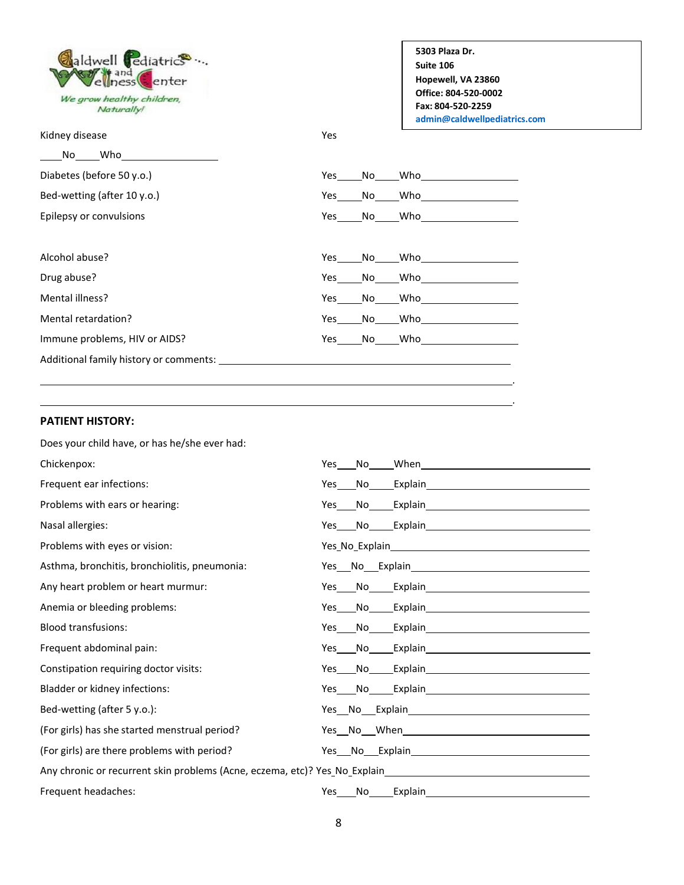Caldwell Pediatrics and Wellness Center
*We grow healthy children, Naturally!*

**5303 Plaza Dr.**
**Suite 106**
**Hopewell, VA 23860**
**Office: 804-520-0002**
**Fax: 804-520-2259**
**admin@caldwellpediatrics.com**

Kidney disease Yes____No____Who_________________

Diabetes (before 50 y.o.) Yes____No____Who_________________

Bed-wetting (after 10 y.o.) Yes____No____Who_________________

Epilepsy or convulsions Yes____No____Who_________________

Alcohol abuse? Yes____No____Who_________________

Drug abuse? Yes____No____Who_________________

Mental illness? Yes____No____Who_________________

Mental retardation? Yes____No____Who_________________

Immune problems, HIV or AIDS? Yes____No____Who_________________

Additional family history or comments: ______________________________________________

______________________________________________________________________.

______________________________________________________________________.

**PATIENT HISTORY:**

Does your child have, or has he/she ever had:

Chickenpox: Yes___No____When_________________________

Frequent ear infections: Yes___No____Explain_________________________

Problems with ears or hearing: Yes___No____Explain_________________________

Nasal allergies: Yes___No____Explain_________________________

Problems with eyes or vision: Yes_No_Explain_________________________

Asthma, bronchitis, bronchiolitis, pneumonia: Yes___No___Explain_________________________

Any heart problem or heart murmur: Yes___No____Explain_________________________

Anemia or bleeding problems: Yes___No____Explain_________________________

Blood transfusions: Yes___No____Explain_________________________

Frequent abdominal pain: Yes___No____Explain_________________________

Constipation requiring doctor visits: Yes___No____Explain_________________________

Bladder or kidney infections: Yes___No____Explain_________________________

Bed-wetting (after 5 y.o.): Yes___No___Explain_________________________

(For girls) has she started menstrual period? Yes__No__When_________________________

(For girls) are there problems with period? Yes___No___Explain_________________________

Any chronic or recurrent skin problems (Acne, eczema, etc)? Yes_No_Explain_________________________

Frequent headaches: Yes___No____Explain_________________________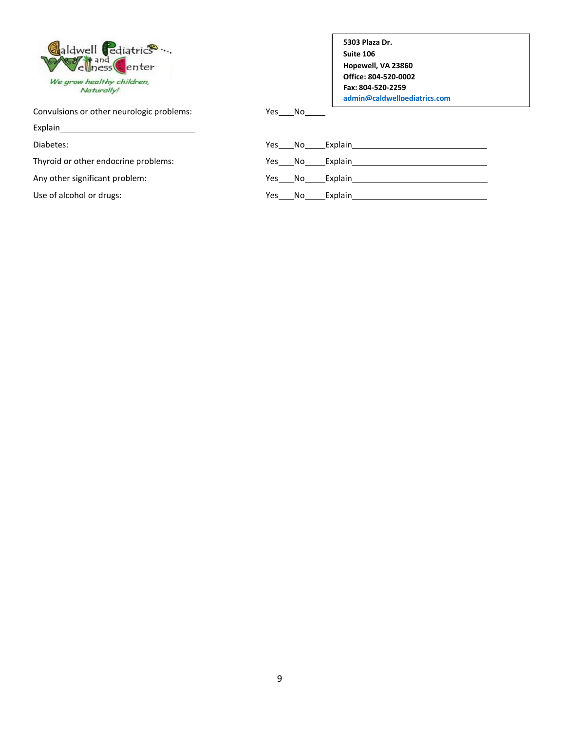Caldwell Pediatrics and Wellness Center
*We grow healthy children, Naturally!*

**5303 Plaza Dr.**
**Suite 106**
**Hopewell, VA 23860**
**Office: 804-520-0002**
**Fax: 804-520-2259**
**admin@caldwellpediatrics.com**

Convulsions or other neurologic problems: Yes____No_____

Explain________________________________

Diabetes: Yes____No_____Explain________________________________

Thyroid or other endocrine problems: Yes____No_____Explain________________________________

Any other significant problem: Yes____No_____Explain________________________________

Use of alcohol or drugs: Yes____No_____Explain________________________________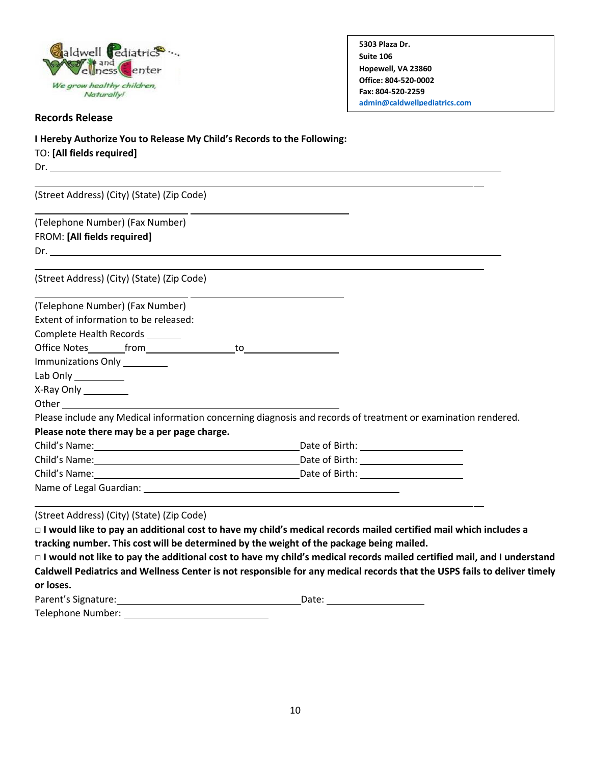Caldwell Pediatrics and Wellness Center
*We grow healthy children, Naturally!*

**5303 Plaza Dr.**
**Suite 106**
**Hopewell, VA 23860**
**Office: 804-520-0002**
**Fax: 804-520-2259**
**admin@caldwellpediatrics.com**

## Records Release

**I Hereby Authorize You to Release My Child's Records to the Following:**

TO: **[All fields required]**

Dr. ______________________________________________

______________________________________________

(Street Address) (City) (State) (Zip Code)

____________________ ____________________

(Telephone Number) (Fax Number)

FROM: **[All fields required]**

Dr. ______________________________________________

______________________________________________

(Street Address) (City) (State) (Zip Code)

____________________ ____________________

(Telephone Number) (Fax Number)

Extent of information to be released:

Complete Health Records ______

Office Notes______from______________to______________

Immunizations Only ________

Lab Only _________

X-Ray Only ________

Other ______________________________________

Please include any Medical information concerning diagnosis and records of treatment or examination rendered.

**Please note there may be a per page charge.**

Child's Name:______________________________ Date of Birth: ______________

Child's Name:______________________________ Date of Birth: ______________

Child's Name:______________________________ Date of Birth: ______________

Name of Legal Guardian: ______________________________________

______________________________________________

(Street Address) (City) (State) (Zip Code)

□ **I would like to pay an additional cost to have my child's medical records mailed certified mail which includes a tracking number. This cost will be determined by the weight of the package being mailed.**

□ **I would not like to pay the additional cost to have my child's medical records mailed certified mail, and I understand Caldwell Pediatrics and Wellness Center is not responsible for any medical records that the USPS fails to deliver timely or loses.**

Parent's Signature:______________________________ Date: ______________

Telephone Number: ____________________